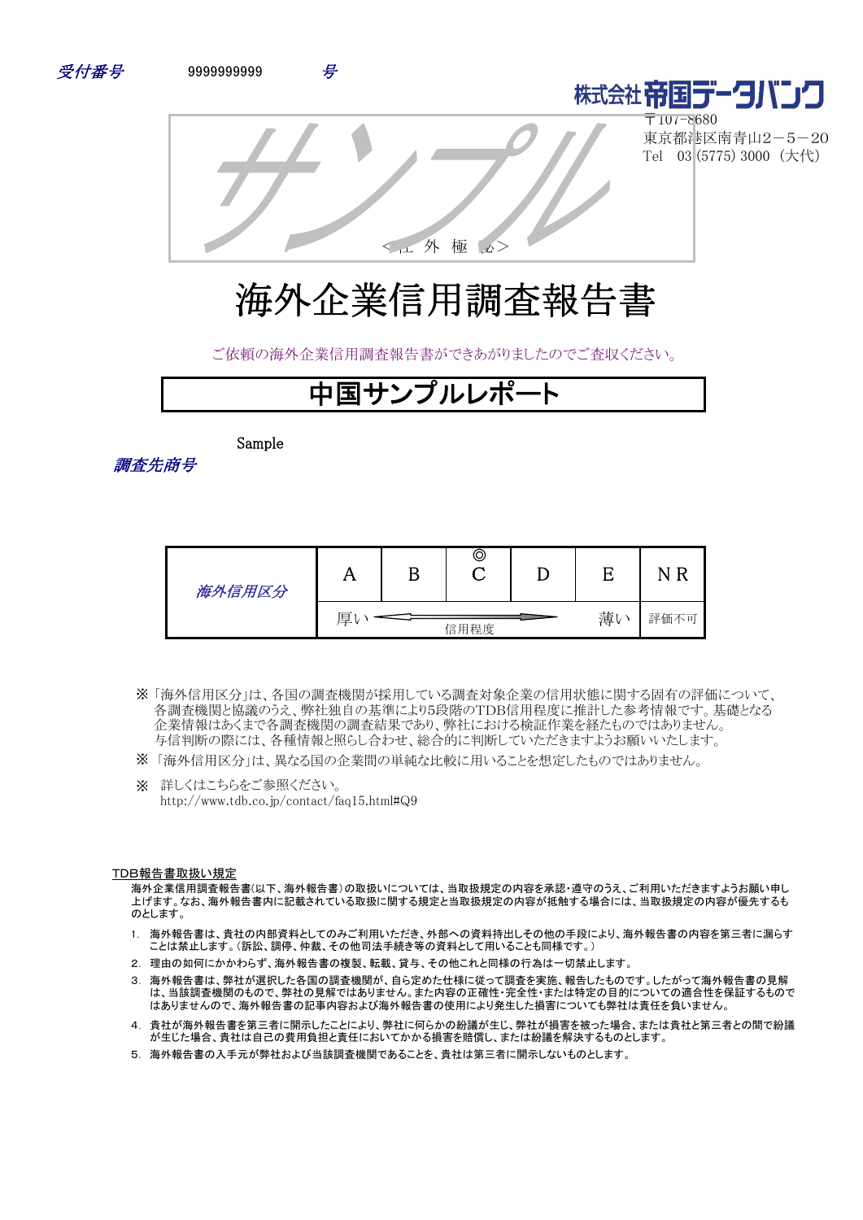受付番号　9999999999　号

株式会社帝国データバンク
〒107-8680
東京都港区南青山2－5－20
Tel　03（5775）3000（大代）

サンプル

＜社 外 極 秘＞

# 海外企業信用調査報告書

ご依頼の海外企業信用調査報告書ができあがりましたのでご査収ください。

## 中国サンプルレポート

調査先商号　Sample

| 海外信用区分 | A | B | ◎<br>C | D | E | N R |
|---|---|---|---|---|---|---|
| | 厚い | ← 信用程度 → | | | 薄い | 評価不可 |

※「海外信用区分」は、各国の調査機関が採用している調査対象企業の信用状態に関する固有の評価について、各調査機関と協議のうえ、弊社独自の基準により5段階のTDB信用程度に推計した参考情報です。基礎となる企業情報はあくまで各調査機関の調査結果であり、弊社における検証作業を経たものではありません。与信判断の際には、各種情報と照らし合わせ、総合的に判断していただきますようお願いいたします。

※「海外信用区分」は、異なる企業間の単純な比較に用いることを想定したものではありません。

※　詳しくはこちらをご参照ください。
http://www.tdb.co.jp/contact/faq15.html#Q9

TDB報告書取扱い規定

海外企業信用調査報告書(以下、海外報告書)の取扱いについては、当取扱規定の内容を承認･遵守のうえ、ご利用いただきますようお願い申し上げます。なお、海外報告書内に記載されている取扱に関する規定と当取扱規定の内容が抵触する場合には、当取扱規定の内容が優先するものとします。

1. 海外報告書は、貴社の内部資料としてのみご利用いただき、外部への資料持出しその他の手段により、海外報告書の内容を第三者に漏らすことは禁止します。(訴訟、調停、仲裁、その他司法手続き等の資料として用いることも同様です。)
2. 理由の如何にかかわらず、海外報告書の複製、転載、貸与、その他これと同様の行為は一切禁止します。
3. 海外報告書は、弊社が選択した各国の調査機関が、自ら定めた仕様に従って調査を実施、報告したものです。したがって海外報告書の見解は、当該調査機関のもので、弊社の見解ではありません。また内容の正確性･完全性･または特定の目的についての適合性を保証するものではありませんので、海外報告書の記事内容および海外報告書の使用により発生した損害についても弊社は責任を負いません。
4. 貴社が海外報告書を第三者に開示したことにより、弊社に何らかの紛議が生じ、弊社が損害を被った場合、または貴社と第三者との間で紛議が生じた場合、貴社は自己の費用負担と責任においてかかる損害を賠償し、または紛議を解決するものとします。
5. 海外報告書の入手元が弊社および当該調査機関であることを、貴社は第三者に開示しないものとします。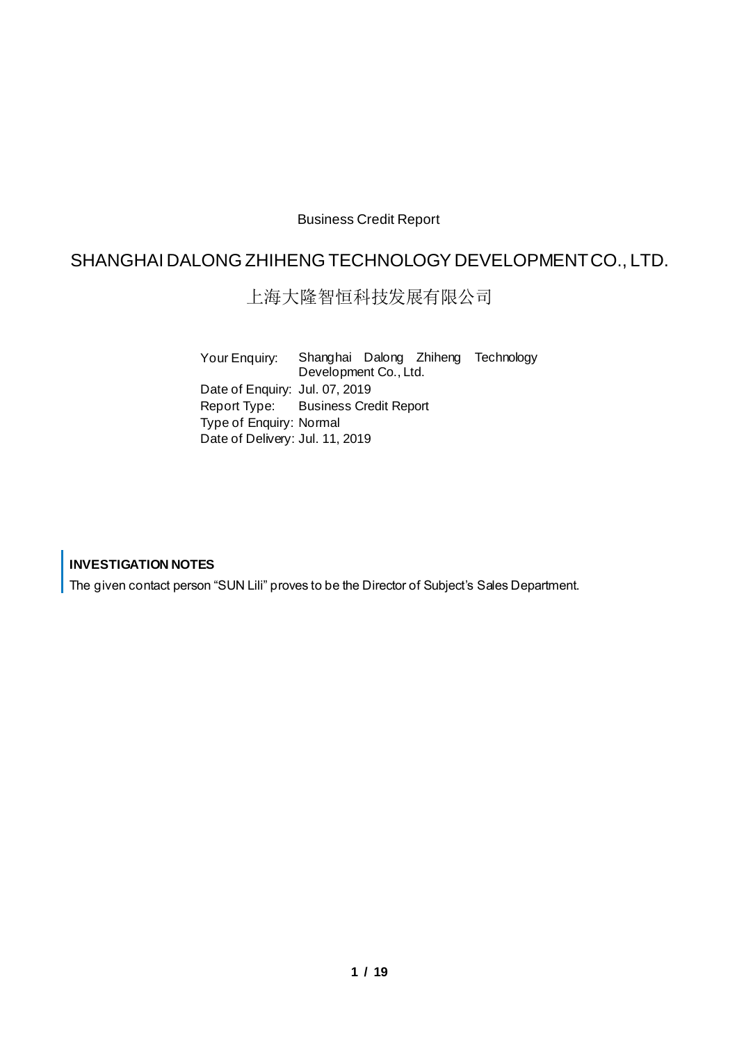Business Credit Report

# SHANGHAI DALONG ZHIHENG TECHNOLOGY DEVELOPMENT CO., LTD.

# 上海大隆智恒科技发展有限公司

| | |
|---|---|
| Your Enquiry: | Shanghai Dalong Zhiheng Technology Development Co., Ltd. |
| Date of Enquiry: | Jul. 07, 2019 |
| Report Type: | Business Credit Report |
| Type of Enquiry: | Normal |
| Date of Delivery: | Jul. 11, 2019 |

**INVESTIGATION NOTES**

The given contact person "SUN Lili" proves to be the Director of Subject's Sales Department.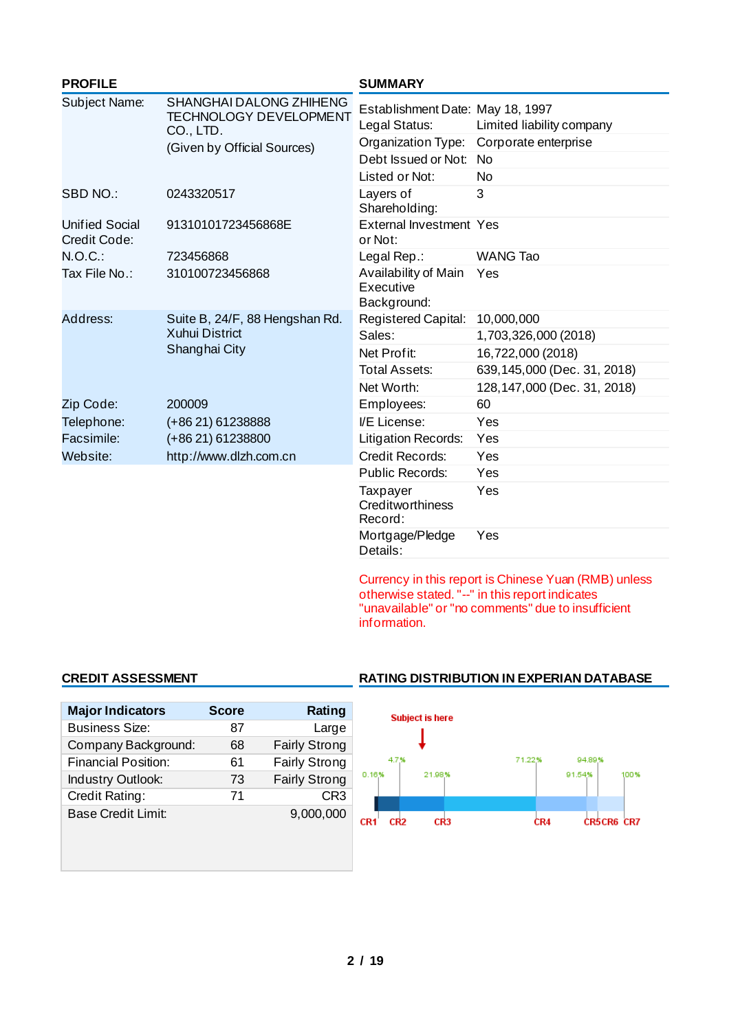## PROFILE

| | |
|---|---|
| Subject Name: | SHANGHAI DALONG ZHIHENG TECHNOLOGY DEVELOPMENT CO., LTD. (Given by Official Sources) |
| SBD NO.: | 0243320517 |
| Unified Social Credit Code: | 91310101723456868E |
| N.O.C.: | 723456868 |
| Tax File No.: | 310100723456868 |
| Address: | Suite B, 24/F, 88 Hengshan Rd. Xuhui District Shanghai City |
| Zip Code: | 200009 |
| Telephone: | (+86 21) 61238888 |
| Facsimile: | (+86 21) 61238800 |
| Website: | http://www.dlzh.com.cn |

## SUMMARY

| | |
|---|---|
| Establishment Date: | May 18, 1997 |
| Legal Status: | Limited liability company |
| Organization Type: | Corporate enterprise |
| Debt Issued or Not: | No |
| Listed or Not: | No |
| Layers of Shareholding: | 3 |
| External Investment or Not: | Yes |
| Legal Rep.: | WANG Tao |
| Availability of Main Executive Background: | Yes |
| Registered Capital: | 10,000,000 |
| Sales: | 1,703,326,000 (2018) |
| Net Profit: | 16,722,000 (2018) |
| Total Assets: | 639,145,000 (Dec. 31, 2018) |
| Net Worth: | 128,147,000 (Dec. 31, 2018) |
| Employees: | 60 |
| I/E License: | Yes |
| Litigation Records: | Yes |
| Credit Records: | Yes |
| Public Records: | Yes |
| Taxpayer Creditworthiness Record: | Yes |
| Mortgage/Pledge Details: | Yes |

Currency in this report is Chinese Yuan (RMB) unless otherwise stated. "--" in this report indicates "unavailable" or "no comments" due to insufficient information.

## CREDIT ASSESSMENT

| Major Indicators | Score | Rating |
|---|---|---|
| Business Size: | 87 | Large |
| Company Background: | 68 | Fairly Strong |
| Financial Position: | 61 | Fairly Strong |
| Industry Outlook: | 73 | Fairly Strong |
| Credit Rating: | 71 | CR3 |
| Base Credit Limit: | | 9,000,000 |

## RATING DISTRIBUTION IN EXPERIAN DATABASE

Subject is here (CR3)

| CR1 | CR2 | CR3 | CR4 | CR5 | CR6 | CR7 |
|---|---|---|---|---|---|---|
| 0.16% | 4.7% | 21.98% | 71.22% | 91.54% | 94.89% | 100% |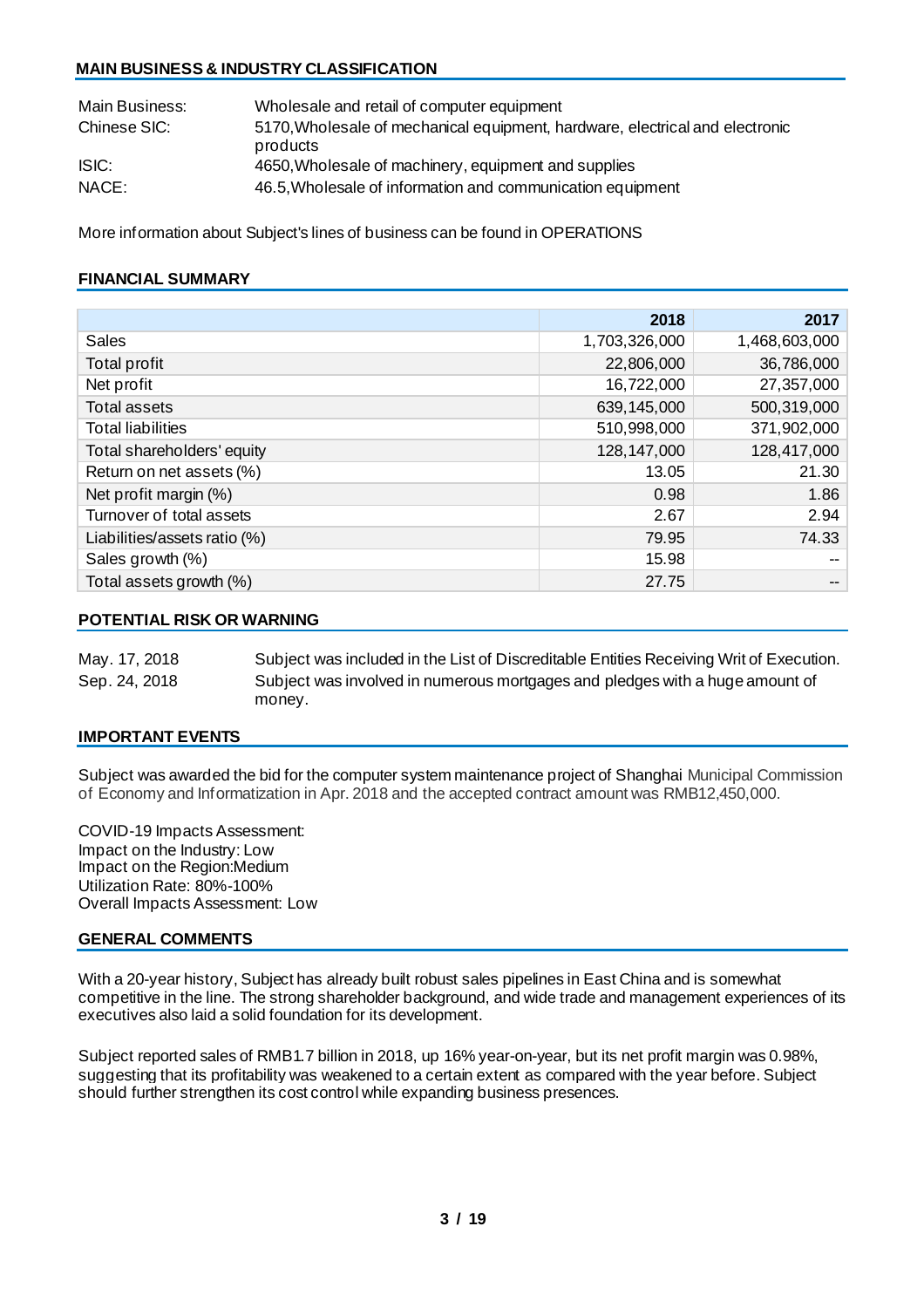## MAIN BUSINESS & INDUSTRY CLASSIFICATION

| | |
|---|---|
| Main Business: | Wholesale and retail of computer equipment |
| Chinese SIC: | 5170,Wholesale of mechanical equipment, hardware, electrical and electronic products |
| ISIC: | 4650,Wholesale of machinery, equipment and supplies |
| NACE: | 46.5,Wholesale of information and communication equipment |

More information about Subject's lines of business can be found in OPERATIONS

## FINANCIAL SUMMARY

| | 2018 | 2017 |
|---|---|---|
| Sales | 1,703,326,000 | 1,468,603,000 |
| Total profit | 22,806,000 | 36,786,000 |
| Net profit | 16,722,000 | 27,357,000 |
| Total assets | 639,145,000 | 500,319,000 |
| Total liabilities | 510,998,000 | 371,902,000 |
| Total shareholders' equity | 128,147,000 | 128,417,000 |
| Return on net assets (%) | 13.05 | 21.30 |
| Net profit margin (%) | 0.98 | 1.86 |
| Turnover of total assets | 2.67 | 2.94 |
| Liabilities/assets ratio (%) | 79.95 | 74.33 |
| Sales growth (%) | 15.98 | -- |
| Total assets growth (%) | 27.75 | -- |

## POTENTIAL RISK OR WARNING

| | |
|---|---|
| May. 17, 2018 | Subject was included in the List of Discreditable Entities Receiving Writ of Execution. |
| Sep. 24, 2018 | Subject was involved in numerous mortgages and pledges with a huge amount of money. |

## IMPORTANT EVENTS

Subject was awarded the bid for the computer system maintenance project of Shanghai Municipal Commission of Economy and Informatization in Apr. 2018 and the accepted contract amount was RMB12,450,000.

COVID-19 Impacts Assessment:
Impact on the Industry: Low
Impact on the Region:Medium
Utilization Rate: 80%-100%
Overall Impacts Assessment: Low

## GENERAL COMMENTS

With a 20-year history, Subject has already built robust sales pipelines in East China and is somewhat competitive in the line. The strong shareholder background, and wide trade and management experiences of its executives also laid a solid foundation for its development.

Subject reported sales of RMB1.7 billion in 2018, up 16% year-on-year, but its net profit margin was 0.98%, suggesting that its profitability was weakened to a certain extent as compared with the year before. Subject should further strengthen its cost control while expanding business presences.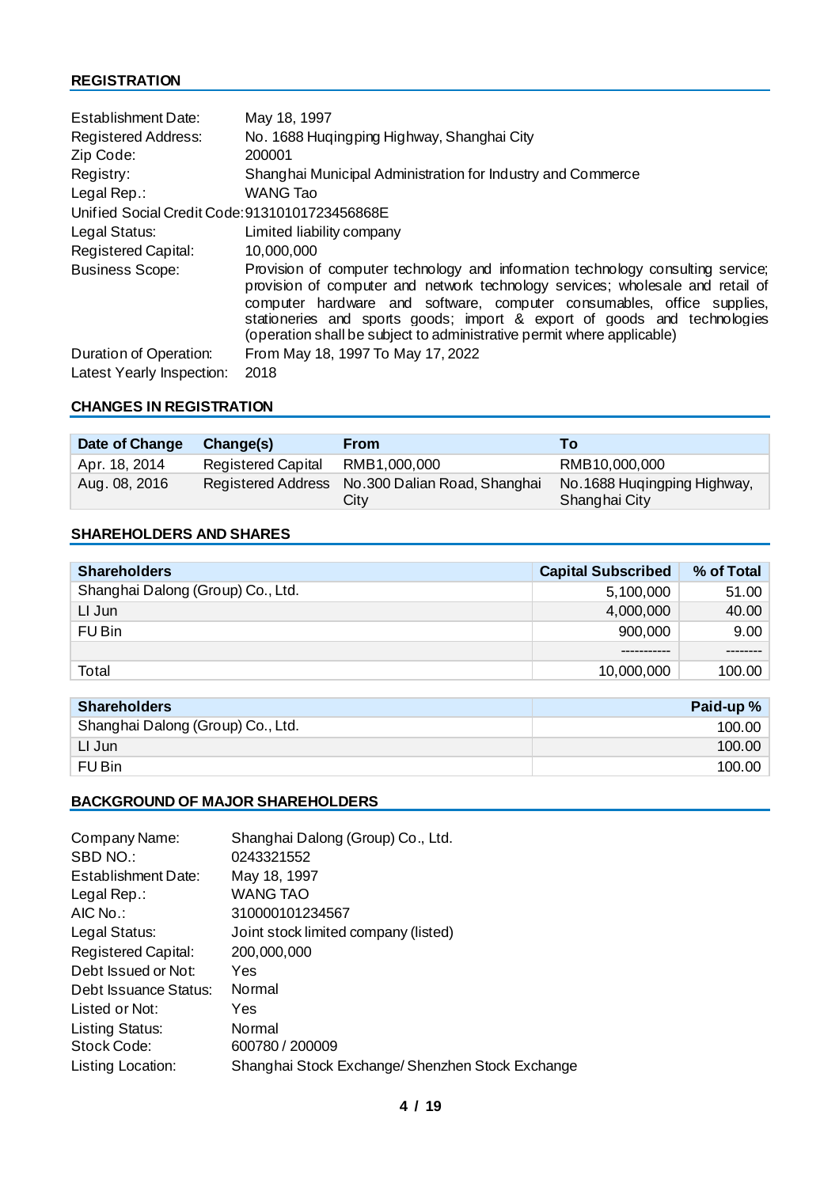## REGISTRATION

| | |
|---|---|
| Establishment Date: | May 18, 1997 |
| Registered Address: | No. 1688 Huqingping Highway, Shanghai City |
| Zip Code: | 200001 |
| Registry: | Shanghai Municipal Administration for Industry and Commerce |
| Legal Rep.: | WANG Tao |
| Unified Social Credit Code: | 91310101723456868E |
| Legal Status: | Limited liability company |
| Registered Capital: | 10,000,000 |
| Business Scope: | Provision of computer technology and information technology consulting service; provision of computer and network technology services; wholesale and retail of computer hardware and software, computer consumables, office supplies, stationeries and sports goods; import & export of goods and technologies (operation shall be subject to administrative permit where applicable) |
| Duration of Operation: | From May 18, 1997 To May 17, 2022 |
| Latest Yearly Inspection: | 2018 |

## CHANGES IN REGISTRATION

| Date of Change | Change(s) | From | To |
|---|---|---|---|
| Apr. 18, 2014 | Registered Capital | RMB1,000,000 | RMB10,000,000 |
| Aug. 08, 2016 | Registered Address | No.300 Dalian Road, Shanghai City | No.1688 Huqingping Highway, Shanghai City |

## SHAREHOLDERS AND SHARES

| Shareholders | Capital Subscribed | % of Total |
|---|---:|---:|
| Shanghai Dalong (Group) Co., Ltd. | 5,100,000 | 51.00 |
| LI Jun | 4,000,000 | 40.00 |
| FU Bin | 900,000 | 9.00 |
| | ----------- | -------- |
| Total | 10,000,000 | 100.00 |

| Shareholders | Paid-up % |
|---|---:|
| Shanghai Dalong (Group) Co., Ltd. | 100.00 |
| LI Jun | 100.00 |
| FU Bin | 100.00 |

## BACKGROUND OF MAJOR SHAREHOLDERS

| | |
|---|---|
| Company Name: | Shanghai Dalong (Group) Co., Ltd. |
| SBD NO.: | 0243321552 |
| Establishment Date: | May 18, 1997 |
| Legal Rep.: | WANG TAO |
| AIC No.: | 310000101234567 |
| Legal Status: | Joint stock limited company (listed) |
| Registered Capital: | 200,000,000 |
| Debt Issued or Not: | Yes |
| Debt Issuance Status: | Normal |
| Listed or Not: | Yes |
| Listing Status: | Normal |
| Stock Code: | 600780 / 200009 |
| Listing Location: | Shanghai Stock Exchange/ Shenzhen Stock Exchange |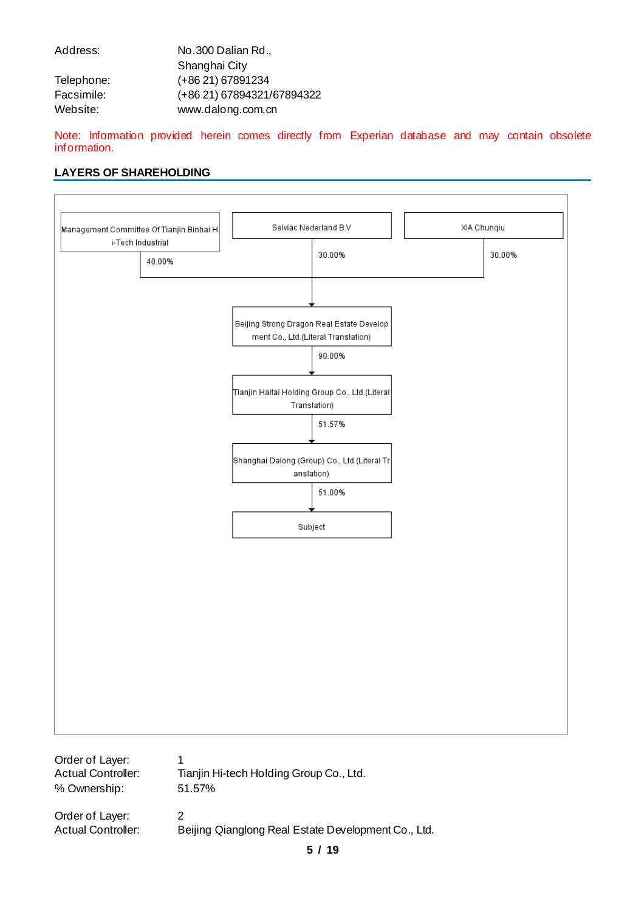| | |
|---|---|
| Address: | No.300 Dalian Rd., Shanghai City |
| Telephone: | (+86 21) 67891234 |
| Facsimile: | (+86 21) 67894321/67894322 |
| Website: | www.dalong.com.cn |

Note: Information provided herein comes directly from Experian database and may contain obsolete information.

## LAYERS OF SHAREHOLDING

Management Committee Of Tianjin Binhai Hi-Tech Industrial — 40.00%
Selviac Nederland B.V — 30.00%
XIA Chunqiu — 30.00%

↓

Beijing Strong Dragon Real Estate Development Co., Ltd.(Literal Translation)

90.00% ↓

Tianjin Haitai Holding Group Co., Ltd.(Literal Translation)

51.57% ↓

Shanghai Dalong (Group) Co., Ltd.(Literal Translation)

51.00% ↓

Subject

| | |
|---|---|
| Order of Layer: | 1 |
| Actual Controller: | Tianjin Hi-tech Holding Group Co., Ltd. |
| % Ownership: | 51.57% |

| | |
|---|---|
| Order of Layer: | 2 |
| Actual Controller: | Beijing Qianglong Real Estate Development Co., Ltd. |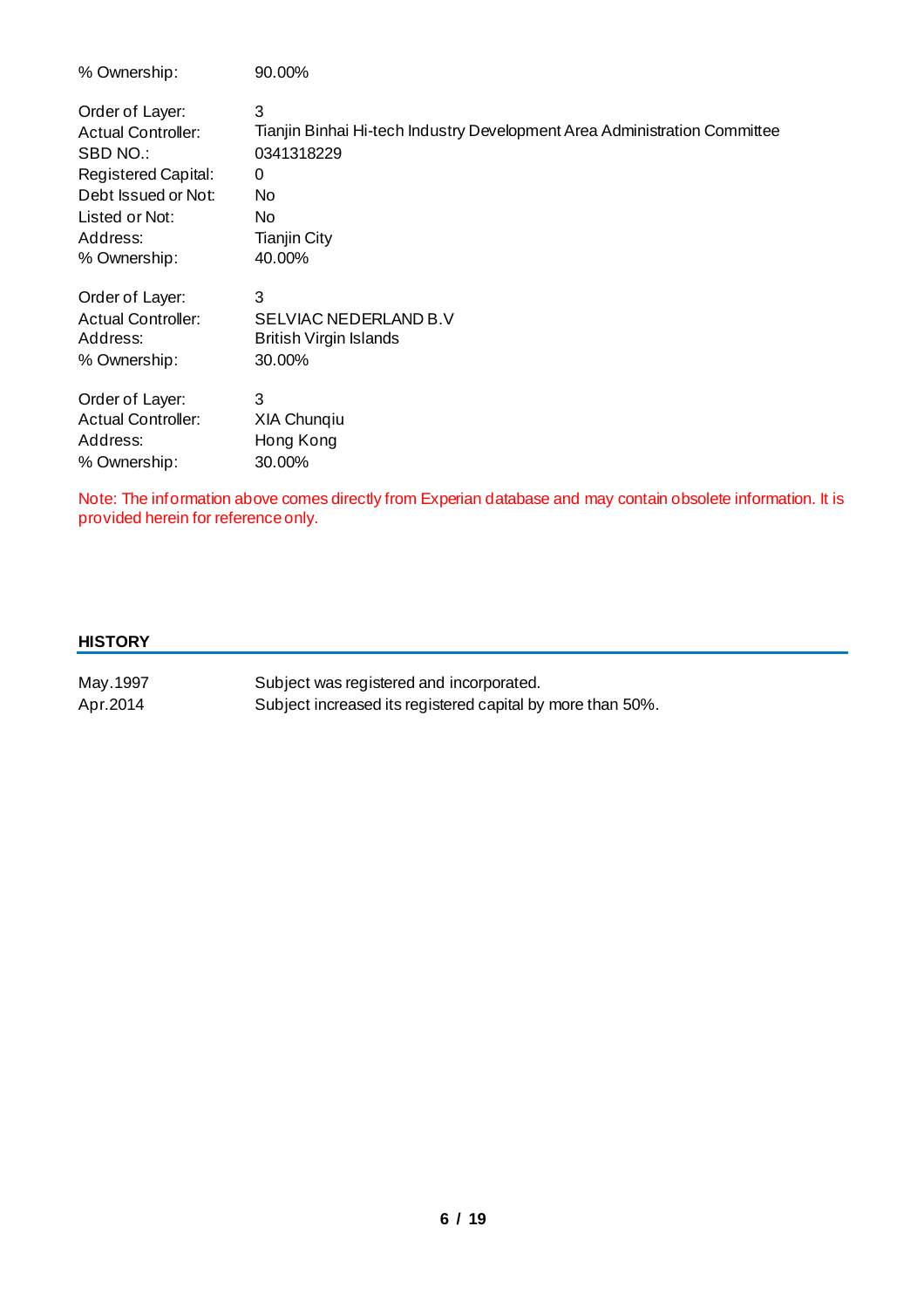% Ownership: 90.00%

Order of Layer: 3
Actual Controller: Tianjin Binhai Hi-tech Industry Development Area Administration Committee
SBD NO.: 0341318229
Registered Capital: 0
Debt Issued or Not: No
Listed or Not: No
Address: Tianjin City
% Ownership: 40.00%

Order of Layer: 3
Actual Controller: SELVIAC NEDERLAND B.V
Address: British Virgin Islands
% Ownership: 30.00%

Order of Layer: 3
Actual Controller: XIA Chunqiu
Address: Hong Kong
% Ownership: 30.00%

Note: The information above comes directly from Experian database and may contain obsolete information. It is provided herein for reference only.

## HISTORY

May.1997 Subject was registered and incorporated.
Apr.2014 Subject increased its registered capital by more than 50%.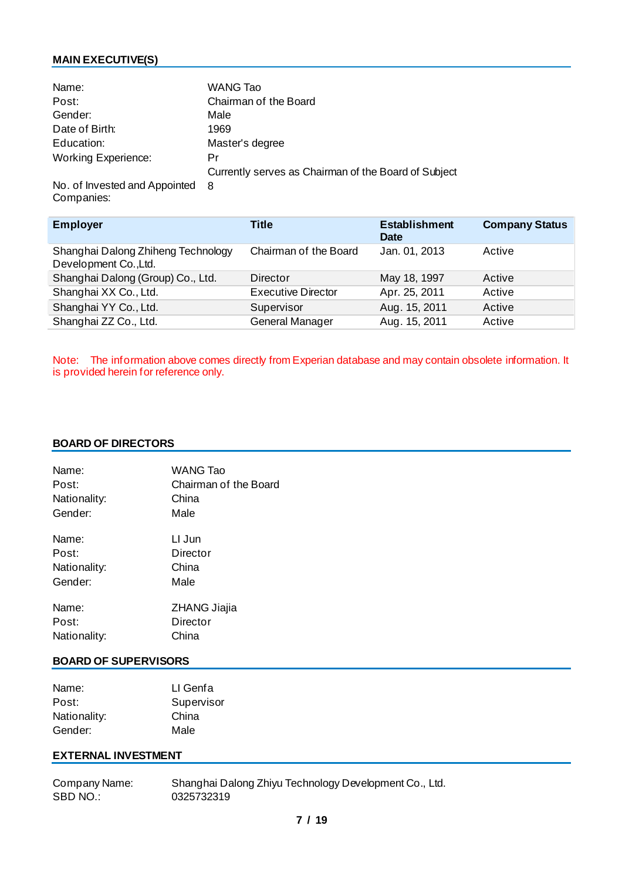## MAIN EXECUTIVE(S)

Name: WANG Tao
Post: Chairman of the Board
Gender: Male
Date of Birth: 1969
Education: Master's degree
Working Experience: Pr
Currently serves as Chairman of the Board of Subject
No. of Invested and Appointed Companies: 8

| Employer | Title | Establishment Date | Company Status |
|---|---|---|---|
| Shanghai Dalong Zhiheng Technology Development Co.,Ltd. | Chairman of the Board | Jan. 01, 2013 | Active |
| Shanghai Dalong (Group) Co., Ltd. | Director | May 18, 1997 | Active |
| Shanghai XX Co., Ltd. | Executive Director | Apr. 25, 2011 | Active |
| Shanghai YY Co., Ltd. | Supervisor | Aug. 15, 2011 | Active |
| Shanghai ZZ Co., Ltd. | General Manager | Aug. 15, 2011 | Active |

Note: The information above comes directly from Experian database and may contain obsolete information. It is provided herein for reference only.

## BOARD OF DIRECTORS

Name: WANG Tao
Post: Chairman of the Board
Nationality: China
Gender: Male

Name: LI Jun
Post: Director
Nationality: China
Gender: Male

Name: ZHANG Jiajia
Post: Director
Nationality: China

## BOARD OF SUPERVISORS

Name: LI Genfa
Post: Supervisor
Nationality: China
Gender: Male

## EXTERNAL INVESTMENT

Company Name: Shanghai Dalong Zhiyu Technology Development Co., Ltd.
SBD NO.: 0325732319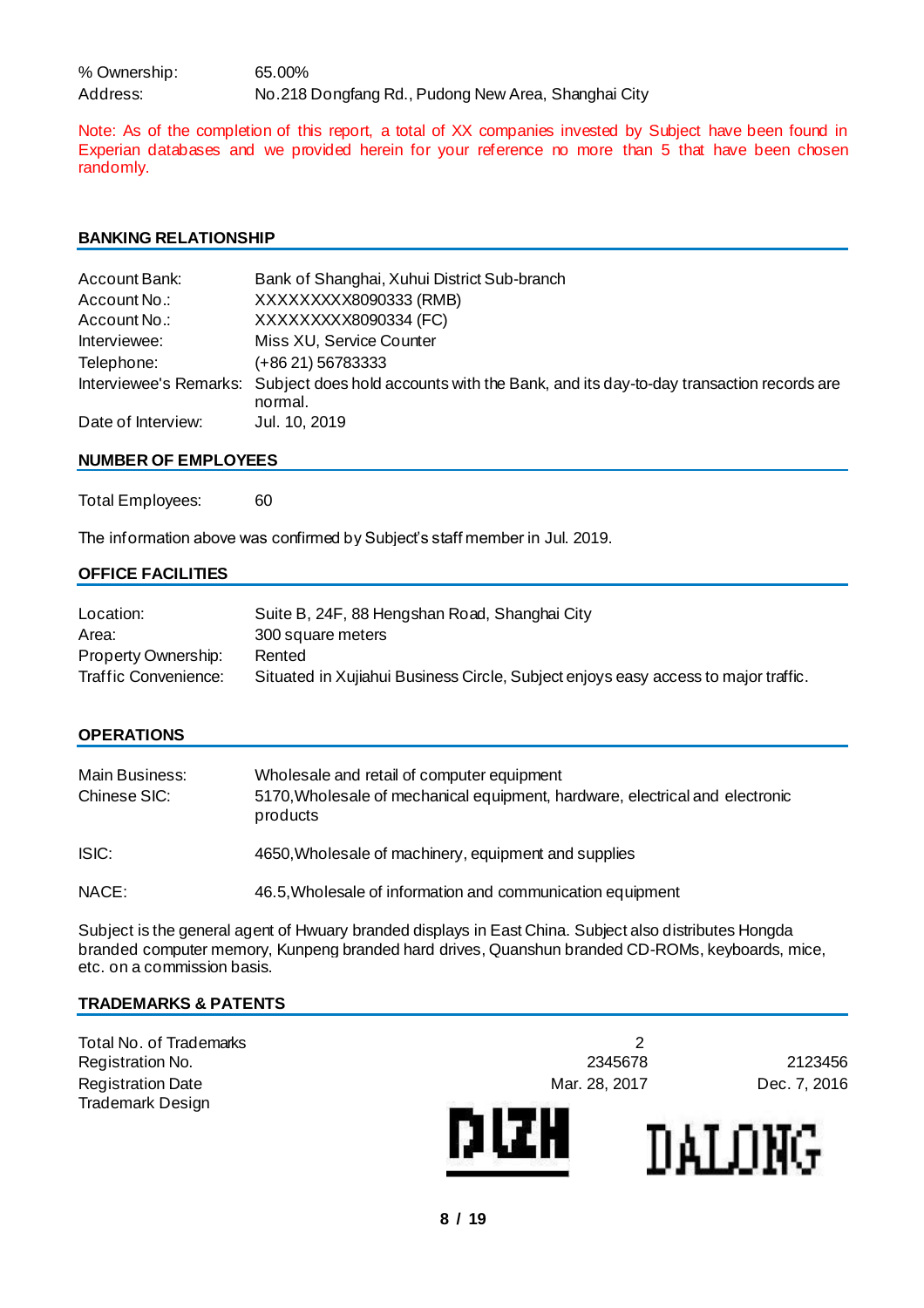% Ownership: 65.00%
Address: No.218 Dongfang Rd., Pudong New Area, Shanghai City

Note: As of the completion of this report, a total of XX companies invested by Subject have been found in Experian databases and we provided herein for your reference no more than 5 that have been chosen randomly.

## BANKING RELATIONSHIP

| | |
|---|---|
| Account Bank: | Bank of Shanghai, Xuhui District Sub-branch |
| Account No.: | XXXXXXXXX8090333 (RMB) |
| Account No.: | XXXXXXXXX8090334 (FC) |
| Interviewee: | Miss XU, Service Counter |
| Telephone: | (+86 21) 56783333 |
| Interviewee's Remarks: | Subject does hold accounts with the Bank, and its day-to-day transaction records are normal. |
| Date of Interview: | Jul. 10, 2019 |

## NUMBER OF EMPLOYEES

Total Employees: 60

The information above was confirmed by Subject's staff member in Jul. 2019.

## OFFICE FACILITIES

| | |
|---|---|
| Location: | Suite B, 24F, 88 Hengshan Road, Shanghai City |
| Area: | 300 square meters |
| Property Ownership: | Rented |
| Traffic Convenience: | Situated in Xujiahui Business Circle, Subject enjoys easy access to major traffic. |

## OPERATIONS

| | |
|---|---|
| Main Business: | Wholesale and retail of computer equipment |
| Chinese SIC: | 5170,Wholesale of mechanical equipment, hardware, electrical and electronic products |
| ISIC: | 4650,Wholesale of machinery, equipment and supplies |
| NACE: | 46.5,Wholesale of information and communication equipment |

Subject is the general agent of Hwuary branded displays in East China. Subject also distributes Hongda branded computer memory, Kunpeng branded hard drives, Quanshun branded CD-ROMs, keyboards, mice, etc. on a commission basis.

## TRADEMARKS & PATENTS

| Total No. of Trademarks | 2 | |
|---|---|---|
| Registration No. | 2345678 | 2123456 |
| Registration Date | Mar. 28, 2017 | Dec. 7, 2016 |
| Trademark Design | DLZH | DALONG |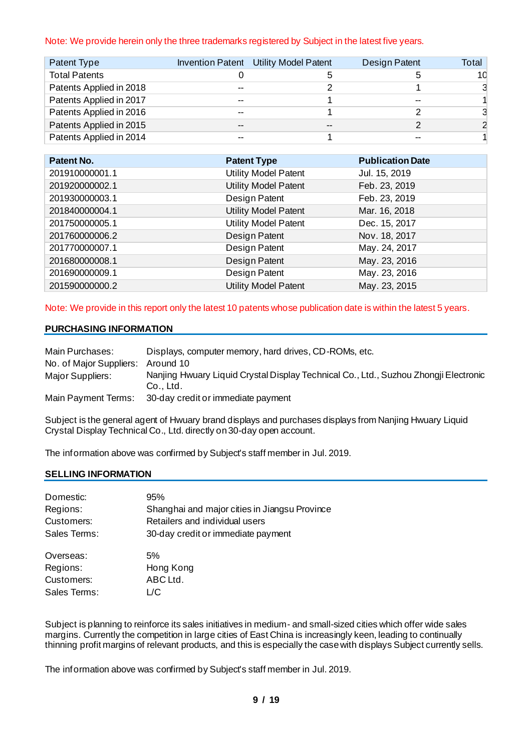Note: We provide herein only the three trademarks registered by Subject in the latest five years.

| Patent Type | Invention Patent | Utility Model Patent | Design Patent | Total |
|---|---|---|---|---|
| Total Patents | 0 | 5 | 5 | 10 |
| Patents Applied in 2018 | -- | 2 | 1 | 3 |
| Patents Applied in 2017 | -- | 1 | -- | 1 |
| Patents Applied in 2016 | -- | 1 | 2 | 3 |
| Patents Applied in 2015 | -- | -- | 2 | 2 |
| Patents Applied in 2014 | -- | 1 | -- | 1 |

| Patent No. | Patent Type | Publication Date |
|---|---|---|
| 201910000001.1 | Utility Model Patent | Jul. 15, 2019 |
| 201920000002.1 | Utility Model Patent | Feb. 23, 2019 |
| 201930000003.1 | Design Patent | Feb. 23, 2019 |
| 201840000004.1 | Utility Model Patent | Mar. 16, 2018 |
| 201750000005.1 | Utility Model Patent | Dec. 15, 2017 |
| 201760000006.2 | Design Patent | Nov. 18, 2017 |
| 201770000007.1 | Design Patent | May. 24, 2017 |
| 201680000008.1 | Design Patent | May. 23, 2016 |
| 201690000009.1 | Design Patent | May. 23, 2016 |
| 201590000000.2 | Utility Model Patent | May. 23, 2015 |

Note: We provide in this report only the latest 10 patents whose publication date is within the latest 5 years.

## PURCHASING INFORMATION

Main Purchases: Displays, computer memory, hard drives, CD-ROMs, etc.
No. of Major Suppliers: Around 10
Major Suppliers: Nanjing Hwuary Liquid Crystal Display Technical Co., Ltd., Suzhou Zhongji Electronic Co., Ltd.
Main Payment Terms: 30-day credit or immediate payment

Subject is the general agent of Hwuary brand displays and purchases displays from Nanjing Hwuary Liquid Crystal Display Technical Co., Ltd. directly on 30-day open account.

The information above was confirmed by Subject's staff member in Jul. 2019.

## SELLING INFORMATION

Domestic: 95%
Regions: Shanghai and major cities in Jiangsu Province
Customers: Retailers and individual users
Sales Terms: 30-day credit or immediate payment

Overseas: 5%
Regions: Hong Kong
Customers: ABC Ltd.
Sales Terms: L/C

Subject is planning to reinforce its sales initiatives in medium- and small-sized cities which offer wide sales margins. Currently the competition in large cities of East China is increasingly keen, leading to continually thinning profit margins of relevant products, and this is especially the case with displays Subject currently sells.

The information above was confirmed by Subject's staff member in Jul. 2019.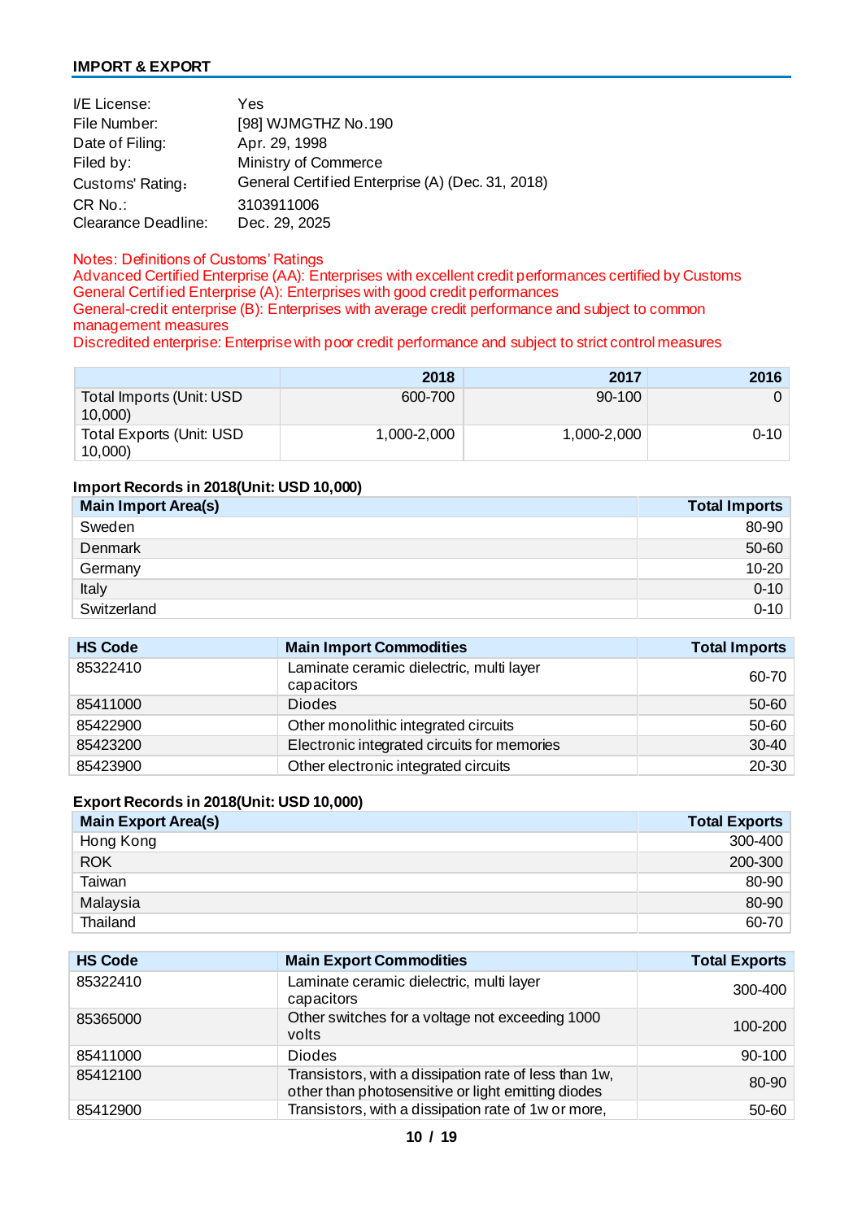## IMPORT & EXPORT

| | |
|---|---|
| I/E License: | Yes |
| File Number: | [98] WJMGTHZ No.190 |
| Date of Filing: | Apr. 29, 1998 |
| Filed by: | Ministry of Commerce |
| Customs' Rating: | General Certified Enterprise (A) (Dec. 31, 2018) |
| CR No.: | 3103911006 |
| Clearance Deadline: | Dec. 29, 2025 |

Notes: Definitions of Customs' Ratings
Advanced Certified Enterprise (AA): Enterprises with excellent credit performances certified by Customs
General Certified Enterprise (A): Enterprises with good credit performances
General-credit enterprise (B): Enterprises with average credit performance and subject to common management measures
Discredited enterprise: Enterprise with poor credit performance and subject to strict control measures

| | 2018 | 2017 | 2016 |
|---|---|---|---|
| Total Imports (Unit: USD 10,000) | 600-700 | 90-100 | 0 |
| Total Exports (Unit: USD 10,000) | 1,000-2,000 | 1,000-2,000 | 0-10 |

**Import Records in 2018(Unit: USD 10,000)**

| Main Import Area(s) | Total Imports |
|---|---|
| Sweden | 80-90 |
| Denmark | 50-60 |
| Germany | 10-20 |
| Italy | 0-10 |
| Switzerland | 0-10 |

| HS Code | Main Import Commodities | Total Imports |
|---|---|---|
| 85322410 | Laminate ceramic dielectric, multi layer capacitors | 60-70 |
| 85411000 | Diodes | 50-60 |
| 85422900 | Other monolithic integrated circuits | 50-60 |
| 85423200 | Electronic integrated circuits for memories | 30-40 |
| 85423900 | Other electronic integrated circuits | 20-30 |

**Export Records in 2018(Unit: USD 10,000)**

| Main Export Area(s) | Total Exports |
|---|---|
| Hong Kong | 300-400 |
| ROK | 200-300 |
| Taiwan | 80-90 |
| Malaysia | 80-90 |
| Thailand | 60-70 |

| HS Code | Main Export Commodities | Total Exports |
|---|---|---|
| 85322410 | Laminate ceramic dielectric, multi layer capacitors | 300-400 |
| 85365000 | Other switches for a voltage not exceeding 1000 volts | 100-200 |
| 85411000 | Diodes | 90-100 |
| 85412100 | Transistors, with a dissipation rate of less than 1w, other than photosensitive or light emitting diodes | 80-90 |
| 85412900 | Transistors, with a dissipation rate of 1w or more, | 50-60 |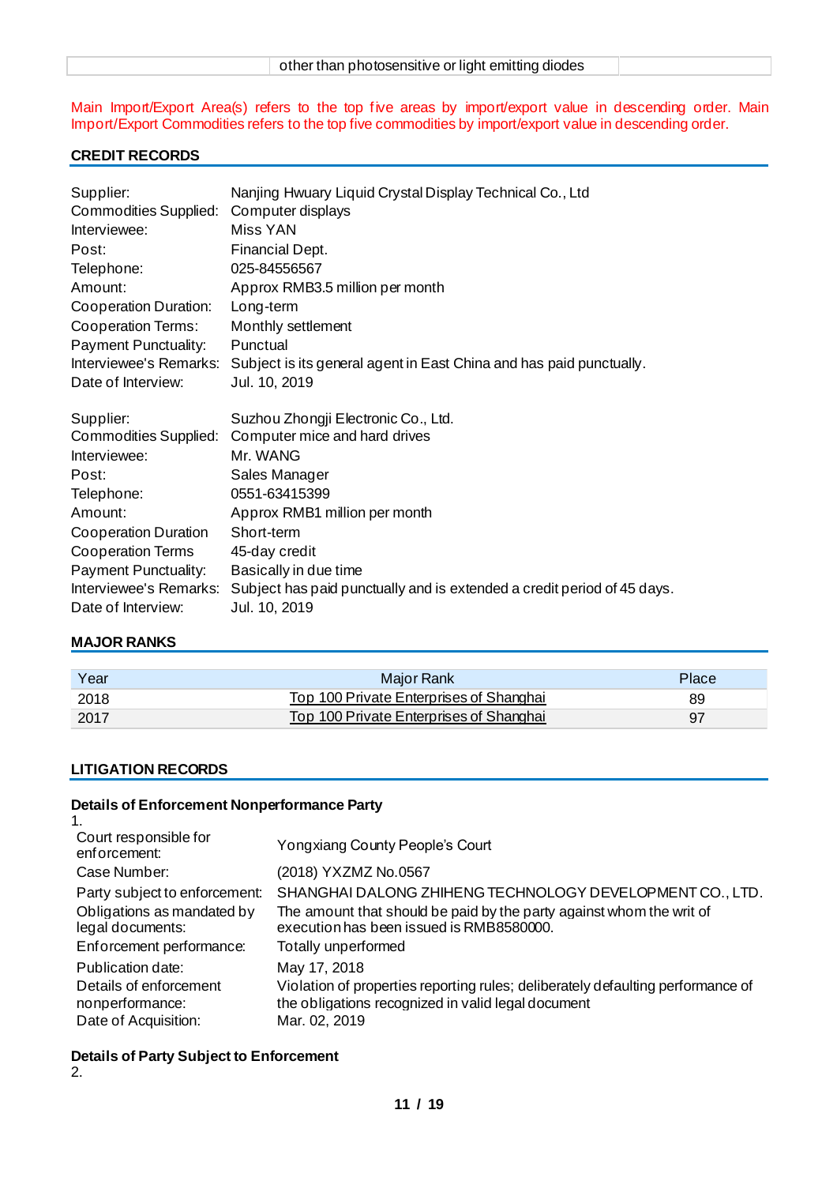| | other than photosensitive or light emitting diodes | |
|---|---|---|

Main Import/Export Area(s) refers to the top five areas by import/export value in descending order. Main Import/Export Commodities refers to the top five commodities by import/export value in descending order.

## CREDIT RECORDS

| | |
|---|---|
| Supplier: | Nanjing Hwuary Liquid Crystal Display Technical Co., Ltd |
| Commodities Supplied: | Computer displays |
| Interviewee: | Miss YAN |
| Post: | Financial Dept. |
| Telephone: | 025-84556567 |
| Amount: | Approx RMB3.5 million per month |
| Cooperation Duration: | Long-term |
| Cooperation Terms: | Monthly settlement |
| Payment Punctuality: | Punctual |
| Interviewee's Remarks: | Subject is its general agent in East China and has paid punctually. |
| Date of Interview: | Jul. 10, 2019 |

| | |
|---|---|
| Supplier: | Suzhou Zhongji Electronic Co., Ltd. |
| Commodities Supplied: | Computer mice and hard drives |
| Interviewee: | Mr. WANG |
| Post: | Sales Manager |
| Telephone: | 0551-63415399 |
| Amount: | Approx RMB1 million per month |
| Cooperation Duration | Short-term |
| Cooperation Terms | 45-day credit |
| Payment Punctuality: | Basically in due time |
| Interviewee's Remarks: | Subject has paid punctually and is extended a credit period of 45 days. |
| Date of Interview: | Jul. 10, 2019 |

## MAJOR RANKS

| Year | Major Rank | Place |
|---|---|---|
| 2018 | Top 100 Private Enterprises of Shanghai | 89 |
| 2017 | Top 100 Private Enterprises of Shanghai | 97 |

## LITIGATION RECORDS

### Details of Enforcement Nonperformance Party

1.

| | |
|---|---|
| Court responsible for enforcement: | Yongxiang County People's Court |
| Case Number: | (2018) YXZMZ No.0567 |
| Party subject to enforcement: | SHANGHAI DALONG ZHIHENG TECHNOLOGY DEVELOPMENT CO., LTD. |
| Obligations as mandated by legal documents: | The amount that should be paid by the party against whom the writ of execution has been issued is RMB8580000. |
| Enforcement performance: | Totally unperformed |
| Publication date: | May 17, 2018 |
| Details of enforcement nonperformance: | Violation of properties reporting rules; deliberately defaulting performance of the obligations recognized in valid legal document |
| Date of Acquisition: | Mar. 02, 2019 |

### Details of Party Subject to Enforcement

2.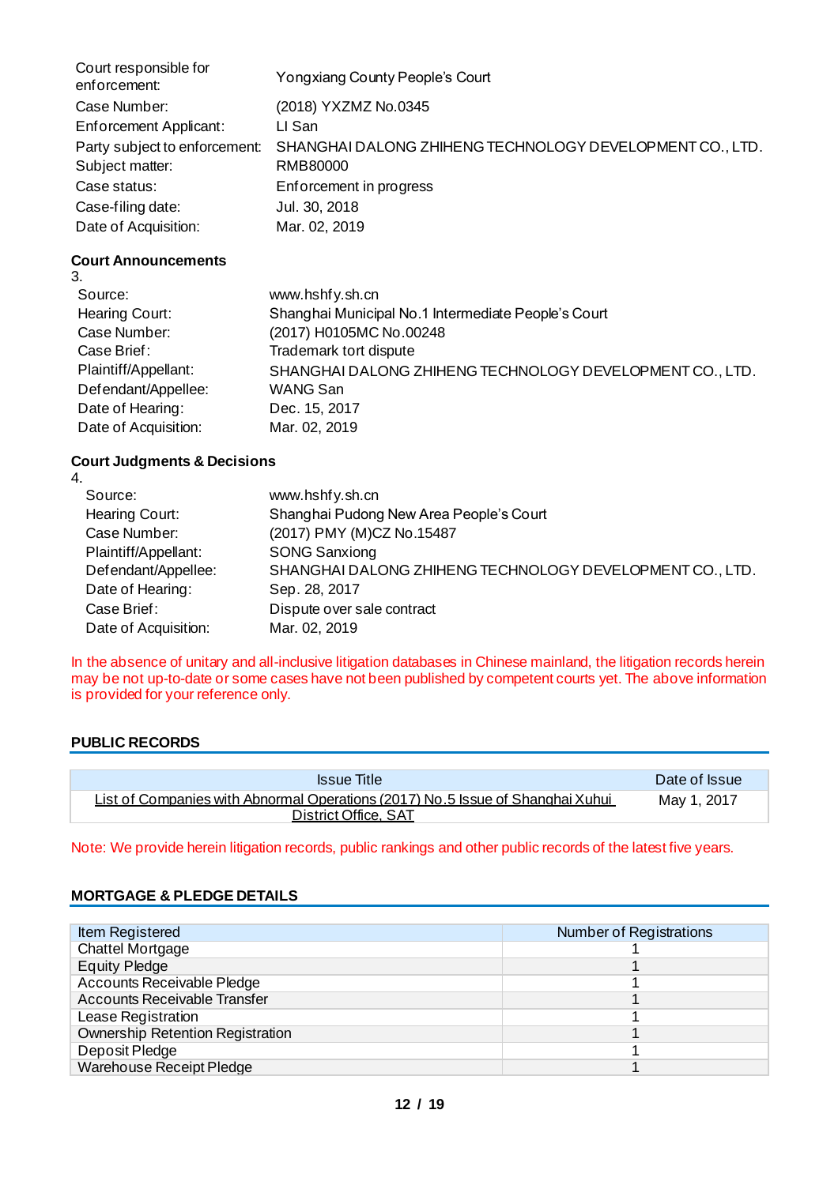| | |
|---|---|
| Court responsible for enforcement: | Yongxiang County People's Court |
| Case Number: | (2018) YXZMZ No.0345 |
| Enforcement Applicant: | LI San |
| Party subject to enforcement: | SHANGHAI DALONG ZHIHENG TECHNOLOGY DEVELOPMENT CO., LTD. |
| Subject matter: | RMB80000 |
| Case status: | Enforcement in progress |
| Case-filing date: | Jul. 30, 2018 |
| Date of Acquisition: | Mar. 02, 2019 |

**Court Announcements**

3.

| | |
|---|---|
| Source: | www.hshfy.sh.cn |
| Hearing Court: | Shanghai Municipal No.1 Intermediate People's Court |
| Case Number: | (2017) H0105MC No.00248 |
| Case Brief: | Trademark tort dispute |
| Plaintiff/Appellant: | SHANGHAI DALONG ZHIHENG TECHNOLOGY DEVELOPMENT CO., LTD. |
| Defendant/Appellee: | WANG San |
| Date of Hearing: | Dec. 15, 2017 |
| Date of Acquisition: | Mar. 02, 2019 |

**Court Judgments & Decisions**

4.

| | |
|---|---|
| Source: | www.hshfy.sh.cn |
| Hearing Court: | Shanghai Pudong New Area People's Court |
| Case Number: | (2017) PMY (M)CZ No.15487 |
| Plaintiff/Appellant: | SONG Sanxiong |
| Defendant/Appellee: | SHANGHAI DALONG ZHIHENG TECHNOLOGY DEVELOPMENT CO., LTD. |
| Date of Hearing: | Sep. 28, 2017 |
| Case Brief: | Dispute over sale contract |
| Date of Acquisition: | Mar. 02, 2019 |

In the absence of unitary and all-inclusive litigation databases in Chinese mainland, the litigation records herein may be not up-to-date or some cases have not been published by competent courts yet. The above information is provided for your reference only.

## PUBLIC RECORDS

| Issue Title | Date of Issue |
|---|---|
| List of Companies with Abnormal Operations (2017) No.5 Issue of Shanghai Xuhui District Office, SAT | May 1, 2017 |

Note: We provide herein litigation records, public rankings and other public records of the latest five years.

## MORTGAGE & PLEDGE DETAILS

| Item Registered | Number of Registrations |
|---|---|
| Chattel Mortgage | 1 |
| Equity Pledge | 1 |
| Accounts Receivable Pledge | 1 |
| Accounts Receivable Transfer | 1 |
| Lease Registration | 1 |
| Ownership Retention Registration | 1 |
| Deposit Pledge | 1 |
| Warehouse Receipt Pledge | 1 |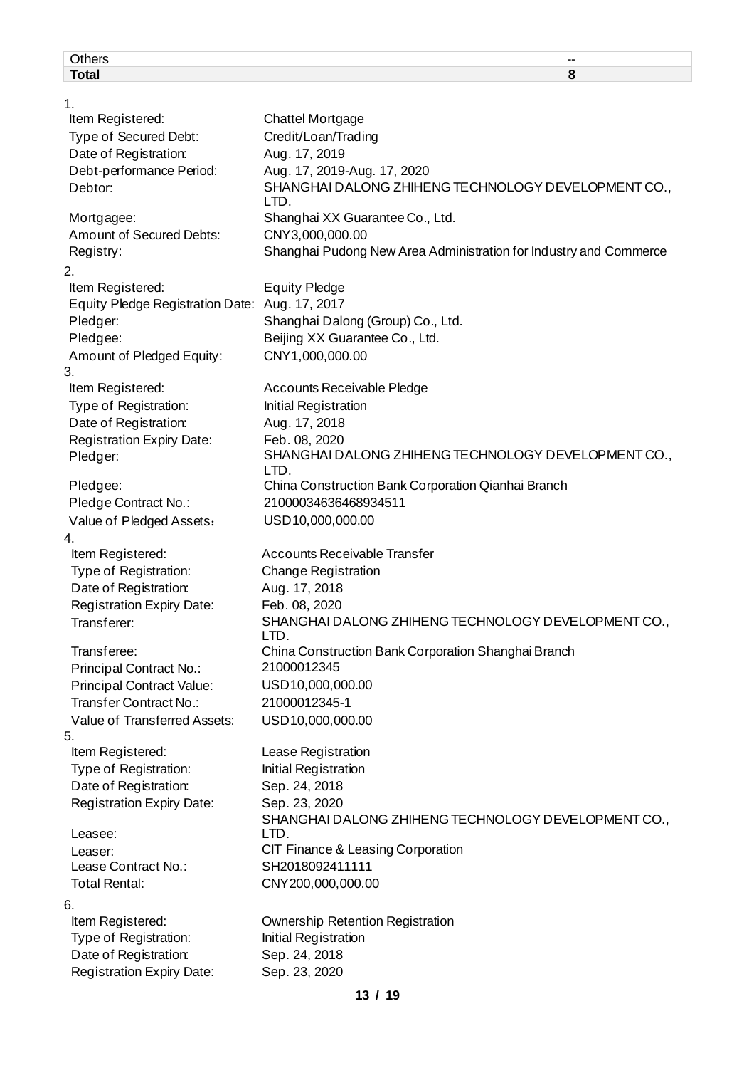| Others | -- |
|---|---|
| **Total** | **8** |

1.

| | |
|---|---|
| Item Registered: | Chattel Mortgage |
| Type of Secured Debt: | Credit/Loan/Trading |
| Date of Registration: | Aug. 17, 2019 |
| Debt-performance Period: | Aug. 17, 2019-Aug. 17, 2020 |
| Debtor: | SHANGHAI DALONG ZHIHENG TECHNOLOGY DEVELOPMENT CO., LTD. |
| Mortgagee: | Shanghai XX Guarantee Co., Ltd. |
| Amount of Secured Debts: | CNY3,000,000.00 |
| Registry: | Shanghai Pudong New Area Administration for Industry and Commerce |

2.

| | |
|---|---|
| Item Registered: | Equity Pledge |
| Equity Pledge Registration Date: | Aug. 17, 2017 |
| Pledger: | Shanghai Dalong (Group) Co., Ltd. |
| Pledgee: | Beijing XX Guarantee Co., Ltd. |
| Amount of Pledged Equity: | CNY1,000,000.00 |

3.

| | |
|---|---|
| Item Registered: | Accounts Receivable Pledge |
| Type of Registration: | Initial Registration |
| Date of Registration: | Aug. 17, 2018 |
| Registration Expiry Date: | Feb. 08, 2020 |
| Pledger: | SHANGHAI DALONG ZHIHENG TECHNOLOGY DEVELOPMENT CO., LTD. |
| Pledgee: | China Construction Bank Corporation Qianhai Branch |
| Pledge Contract No.: | 21000034636468934511 |
| Value of Pledged Assets： | USD10,000,000.00 |

4.

| | |
|---|---|
| Item Registered: | Accounts Receivable Transfer |
| Type of Registration: | Change Registration |
| Date of Registration: | Aug. 17, 2018 |
| Registration Expiry Date: | Feb. 08, 2020 |
| Transferer: | SHANGHAI DALONG ZHIHENG TECHNOLOGY DEVELOPMENT CO., LTD. |
| Transferee: | China Construction Bank Corporation Shanghai Branch |
| Principal Contract No.: | 21000012345 |
| Principal Contract Value: | USD10,000,000.00 |
| Transfer Contract No.: | 21000012345-1 |
| Value of Transferred Assets: | USD10,000,000.00 |

5.

| | |
|---|---|
| Item Registered: | Lease Registration |
| Type of Registration: | Initial Registration |
| Date of Registration: | Sep. 24, 2018 |
| Registration Expiry Date: | Sep. 23, 2020 |
| Leasee: | SHANGHAI DALONG ZHIHENG TECHNOLOGY DEVELOPMENT CO., LTD. |
| Leaser: | CIT Finance & Leasing Corporation |
| Lease Contract No.: | SH2018092411111 |
| Total Rental: | CNY200,000,000.00 |

6.

| | |
|---|---|
| Item Registered: | Ownership Retention Registration |
| Type of Registration: | Initial Registration |
| Date of Registration: | Sep. 24, 2018 |
| Registration Expiry Date: | Sep. 23, 2020 |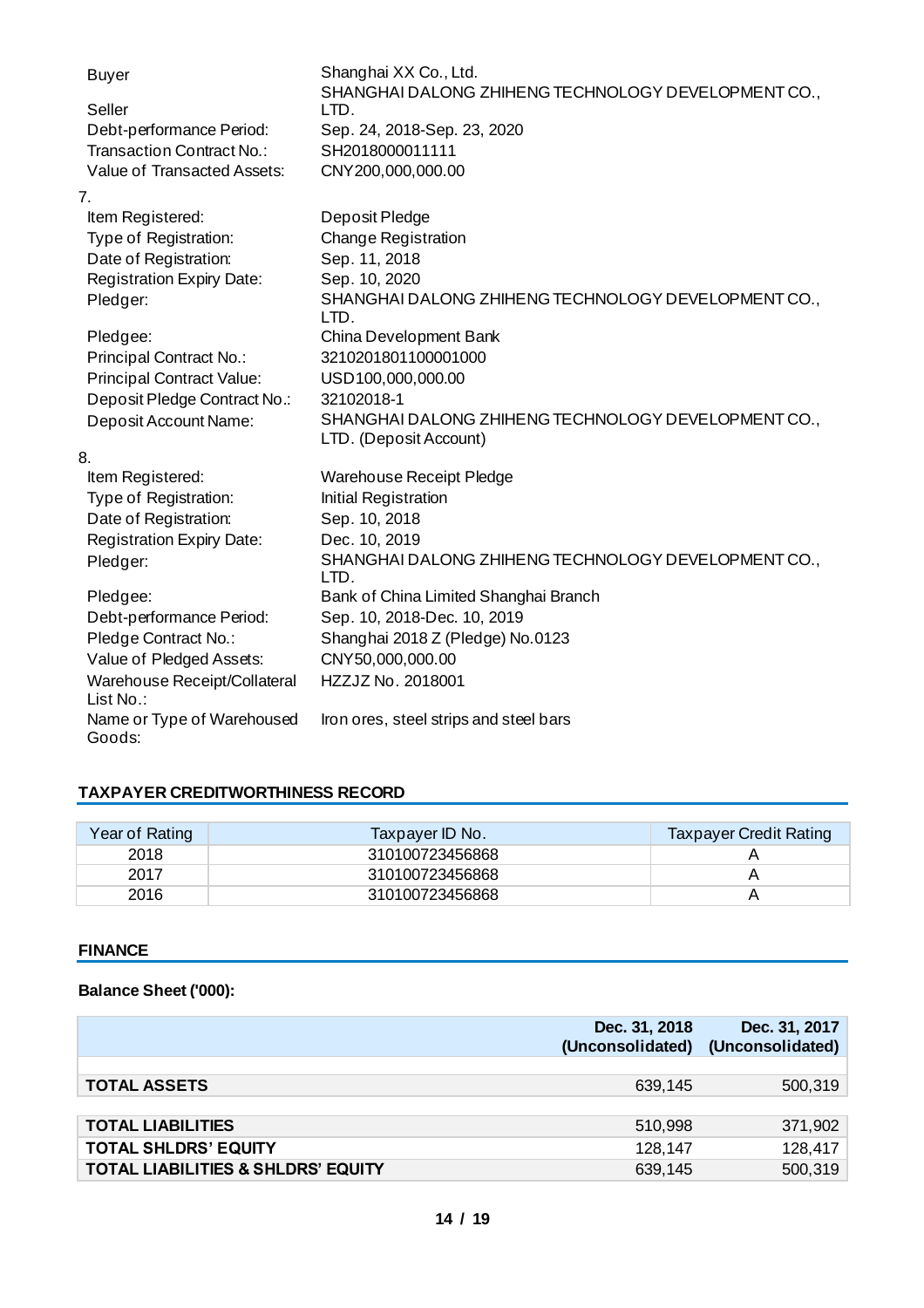| | |
|---|---|
| Buyer | Shanghai XX Co., Ltd. |
| Seller | SHANGHAI DALONG ZHIHENG TECHNOLOGY DEVELOPMENT CO., LTD. |
| Debt-performance Period: | Sep. 24, 2018-Sep. 23, 2020 |
| Transaction Contract No.: | SH2018000011111 |
| Value of Transacted Assets: | CNY200,000,000.00 |

7.

| | |
|---|---|
| Item Registered: | Deposit Pledge |
| Type of Registration: | Change Registration |
| Date of Registration: | Sep. 11, 2018 |
| Registration Expiry Date: | Sep. 10, 2020 |
| Pledger: | SHANGHAI DALONG ZHIHENG TECHNOLOGY DEVELOPMENT CO., LTD. |
| Pledgee: | China Development Bank |
| Principal Contract No.: | 3210201801100001000 |
| Principal Contract Value: | USD100,000,000.00 |
| Deposit Pledge Contract No.: | 32102018-1 |
| Deposit Account Name: | SHANGHAI DALONG ZHIHENG TECHNOLOGY DEVELOPMENT CO., LTD. (Deposit Account) |

8.

| | |
|---|---|
| Item Registered: | Warehouse Receipt Pledge |
| Type of Registration: | Initial Registration |
| Date of Registration: | Sep. 10, 2018 |
| Registration Expiry Date: | Dec. 10, 2019 |
| Pledger: | SHANGHAI DALONG ZHIHENG TECHNOLOGY DEVELOPMENT CO., LTD. |
| Pledgee: | Bank of China Limited Shanghai Branch |
| Debt-performance Period: | Sep. 10, 2018-Dec. 10, 2019 |
| Pledge Contract No.: | Shanghai 2018 Z (Pledge) No.0123 |
| Value of Pledged Assets: | CNY50,000,000.00 |
| Warehouse Receipt/Collateral List No.: | HZZJZ No. 2018001 |
| Name or Type of Warehoused Goods: | Iron ores, steel strips and steel bars |

## TAXPAYER CREDITWORTHINESS RECORD

| Year of Rating | Taxpayer ID No. | Taxpayer Credit Rating |
|---|---|---|
| 2018 | 310100723456868 | A |
| 2017 | 310100723456868 | A |
| 2016 | 310100723456868 | A |

## FINANCE

**Balance Sheet ('000):**

| | Dec. 31, 2018 (Unconsolidated) | Dec. 31, 2017 (Unconsolidated) |
|---|---|---|
| **TOTAL ASSETS** | 639,145 | 500,319 |
| **TOTAL LIABILITIES** | 510,998 | 371,902 |
| **TOTAL SHLDRS' EQUITY** | 128,147 | 128,417 |
| **TOTAL LIABILITIES & SHLDRS' EQUITY** | 639,145 | 500,319 |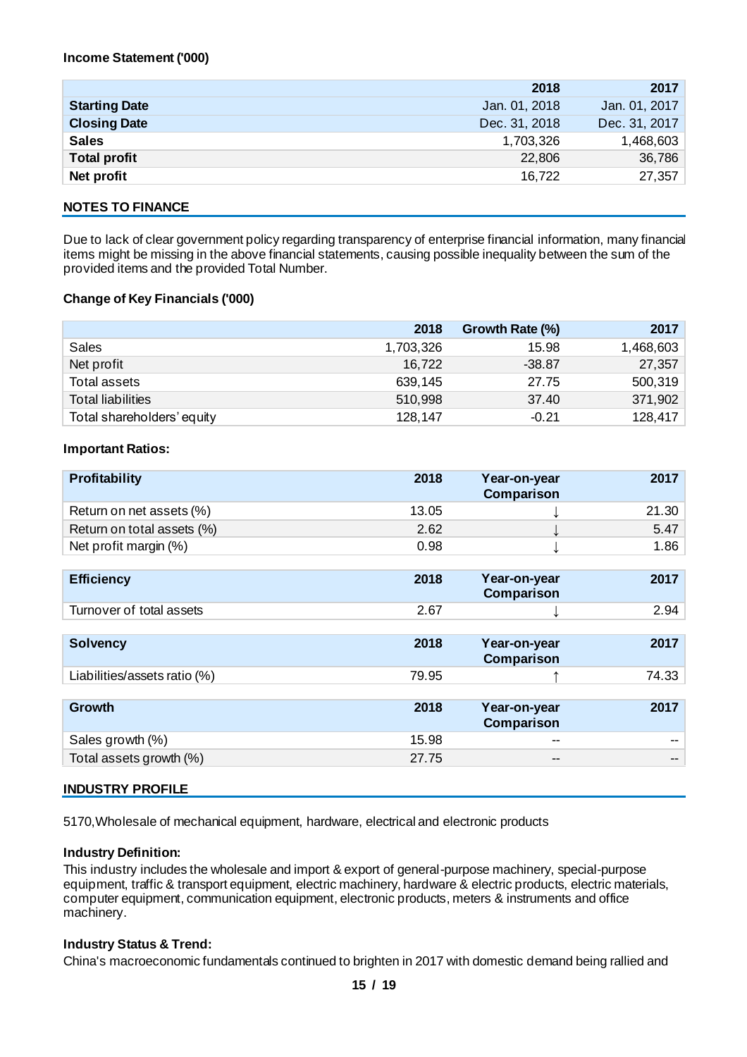**Income Statement ('000)**

| | 2018 | 2017 |
|---|---|---|
| **Starting Date** | Jan. 01, 2018 | Jan. 01, 2017 |
| **Closing Date** | Dec. 31, 2018 | Dec. 31, 2017 |
| **Sales** | 1,703,326 | 1,468,603 |
| **Total profit** | 22,806 | 36,786 |
| **Net profit** | 16,722 | 27,357 |

## NOTES TO FINANCE

Due to lack of clear government policy regarding transparency of enterprise financial information, many financial items might be missing in the above financial statements, causing possible inequality between the sum of the provided items and the provided Total Number.

**Change of Key Financials ('000)**

| | 2018 | Growth Rate (%) | 2017 |
|---|---|---|---|
| Sales | 1,703,326 | 15.98 | 1,468,603 |
| Net profit | 16,722 | -38.87 | 27,357 |
| Total assets | 639,145 | 27.75 | 500,319 |
| Total liabilities | 510,998 | 37.40 | 371,902 |
| Total shareholders' equity | 128,147 | -0.21 | 128,417 |

**Important Ratios:**

| Profitability | 2018 | Year-on-year Comparison | 2017 |
|---|---|---|---|
| Return on net assets (%) | 13.05 | ↓ | 21.30 |
| Return on total assets (%) | 2.62 | ↓ | 5.47 |
| Net profit margin (%) | 0.98 | ↓ | 1.86 |

| Efficiency | 2018 | Year-on-year Comparison | 2017 |
|---|---|---|---|
| Turnover of total assets | 2.67 | ↓ | 2.94 |

| Solvency | 2018 | Year-on-year Comparison | 2017 |
|---|---|---|---|
| Liabilities/assets ratio (%) | 79.95 | ↑ | 74.33 |

| Growth | 2018 | Year-on-year Comparison | 2017 |
|---|---|---|---|
| Sales growth (%) | 15.98 | -- | -- |
| Total assets growth (%) | 27.75 | -- | -- |

## INDUSTRY PROFILE

5170,Wholesale of mechanical equipment, hardware, electrical and electronic products

**Industry Definition:**

This industry includes the wholesale and import & export of general-purpose machinery, special-purpose equipment, traffic & transport equipment, electric machinery, hardware & electric products, electric materials, computer equipment, communication equipment, electronic products, meters & instruments and office machinery.

**Industry Status & Trend:**

China's macroeconomic fundamentals continued to brighten in 2017 with domestic demand being rallied and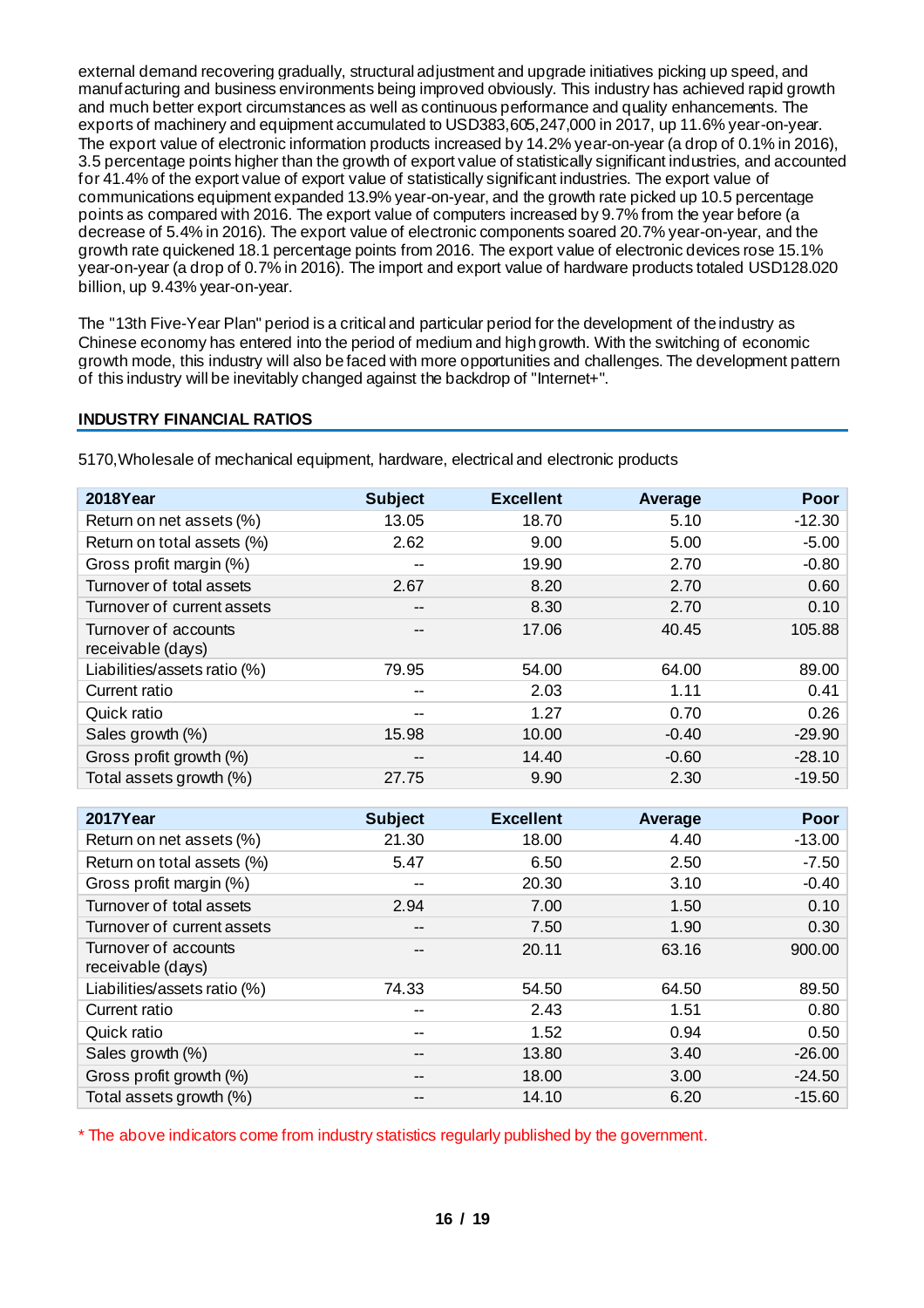external demand recovering gradually, structural adjustment and upgrade initiatives picking up speed, and manufacturing and business environments being improved obviously. This industry has achieved rapid growth and much better export circumstances as well as continuous performance and quality enhancements. The exports of machinery and equipment accumulated to USD383,605,247,000 in 2017, up 11.6% year-on-year. The export value of electronic information products increased by 14.2% year-on-year (a drop of 0.1% in 2016), 3.5 percentage points higher than the growth of export value of statistically significant industries, and accounted for 41.4% of the export value of export value of statistically significant industries. The export value of communications equipment expanded 13.9% year-on-year, and the growth rate picked up 10.5 percentage points as compared with 2016. The export value of computers increased by 9.7% from the year before (a decrease of 5.4% in 2016). The export value of electronic components soared 20.7% year-on-year, and the growth rate quickened 18.1 percentage points from 2016. The export value of electronic devices rose 15.1% year-on-year (a drop of 0.7% in 2016). The import and export value of hardware products totaled USD128.020 billion, up 9.43% year-on-year.

The "13th Five-Year Plan" period is a critical and particular period for the development of the industry as Chinese economy has entered into the period of medium and high growth. With the switching of economic growth mode, this industry will also be faced with more opportunities and challenges. The development pattern of this industry will be inevitably changed against the backdrop of "Internet+".

## INDUSTRY FINANCIAL RATIOS

5170,Wholesale of mechanical equipment, hardware, electrical and electronic products

| 2018Year | Subject | Excellent | Average | Poor |
|---|---|---|---|---|
| Return on net assets (%) | 13.05 | 18.70 | 5.10 | -12.30 |
| Return on total assets (%) | 2.62 | 9.00 | 5.00 | -5.00 |
| Gross profit margin (%) | -- | 19.90 | 2.70 | -0.80 |
| Turnover of total assets | 2.67 | 8.20 | 2.70 | 0.60 |
| Turnover of current assets | -- | 8.30 | 2.70 | 0.10 |
| Turnover of accounts receivable (days) | -- | 17.06 | 40.45 | 105.88 |
| Liabilities/assets ratio (%) | 79.95 | 54.00 | 64.00 | 89.00 |
| Current ratio | -- | 2.03 | 1.11 | 0.41 |
| Quick ratio | -- | 1.27 | 0.70 | 0.26 |
| Sales growth (%) | 15.98 | 10.00 | -0.40 | -29.90 |
| Gross profit growth (%) | -- | 14.40 | -0.60 | -28.10 |
| Total assets growth (%) | 27.75 | 9.90 | 2.30 | -19.50 |

| 2017Year | Subject | Excellent | Average | Poor |
|---|---|---|---|---|
| Return on net assets (%) | 21.30 | 18.00 | 4.40 | -13.00 |
| Return on total assets (%) | 5.47 | 6.50 | 2.50 | -7.50 |
| Gross profit margin (%) | -- | 20.30 | 3.10 | -0.40 |
| Turnover of total assets | 2.94 | 7.00 | 1.50 | 0.10 |
| Turnover of current assets | -- | 7.50 | 1.90 | 0.30 |
| Turnover of accounts receivable (days) | -- | 20.11 | 63.16 | 900.00 |
| Liabilities/assets ratio (%) | 74.33 | 54.50 | 64.50 | 89.50 |
| Current ratio | -- | 2.43 | 1.51 | 0.80 |
| Quick ratio | -- | 1.52 | 0.94 | 0.50 |
| Sales growth (%) | -- | 13.80 | 3.40 | -26.00 |
| Gross profit growth (%) | -- | 18.00 | 3.00 | -24.50 |
| Total assets growth (%) | -- | 14.10 | 6.20 | -15.60 |

* The above indicators come from industry statistics regularly published by the government.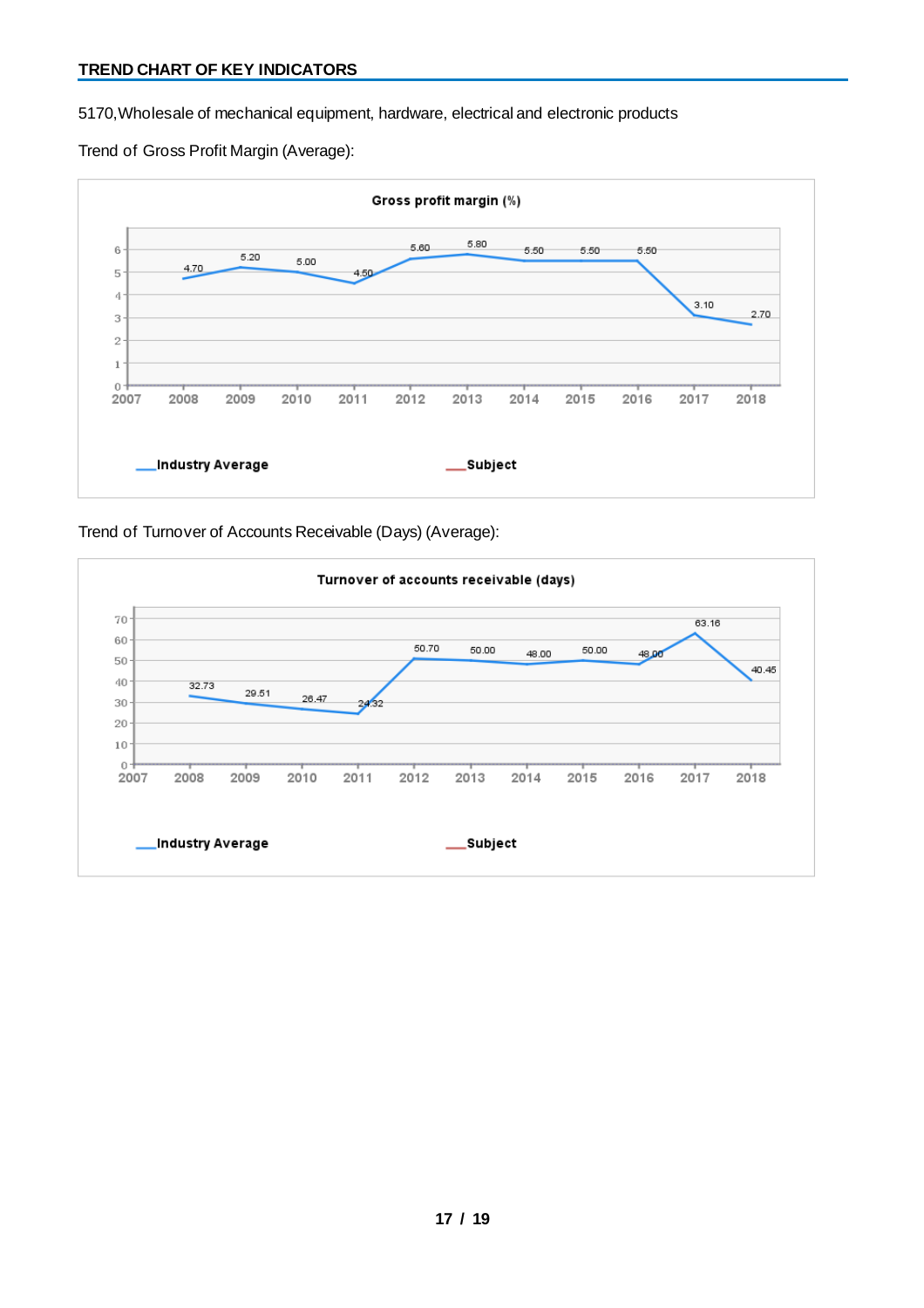## TREND CHART OF KEY INDICATORS

5170,Wholesale of mechanical equipment, hardware, electrical and electronic products

Trend of Gross Profit Margin (Average):

**Gross profit margin (%)**

| Year | Industry Average | Subject |
|---|---|---|
| 2008 | 4.70 | |
| 2009 | 5.20 | |
| 2010 | 5.00 | |
| 2011 | 4.50 | |
| 2012 | 5.60 | |
| 2013 | 5.80 | |
| 2014 | 5.50 | |
| 2015 | 5.50 | |
| 2016 | 5.50 | |
| 2017 | 3.10 | |
| 2018 | 2.70 | |

Trend of Turnover of Accounts Receivable (Days) (Average):

**Turnover of accounts receivable (days)**

| Year | Industry Average | Subject |
|---|---|---|
| 2008 | 32.73 | |
| 2009 | 29.51 | |
| 2010 | 26.47 | |
| 2011 | 24.32 | |
| 2012 | 50.70 | |
| 2013 | 50.00 | |
| 2014 | 48.00 | |
| 2015 | 50.00 | |
| 2016 | 48.00 | |
| 2017 | 63.16 | |
| 2018 | 40.45 | |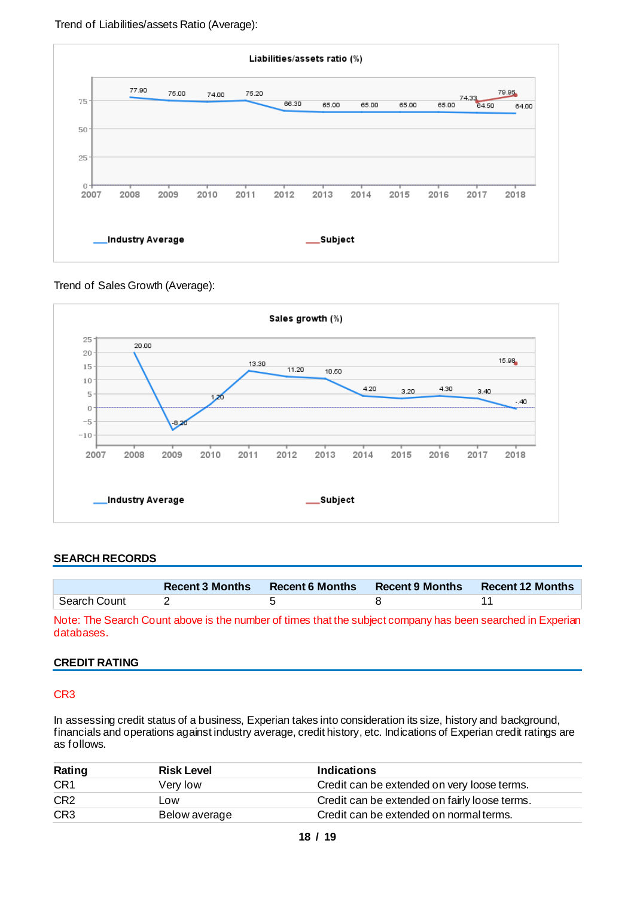Trend of Liabilities/assets Ratio (Average):

Liabilities/assets ratio (%)

| Year | Industry Average | Subject |
|---|---|---|
| 2008 | 77.90 | |
| 2009 | 75.00 | |
| 2010 | 74.00 | |
| 2011 | 75.20 | |
| 2012 | 66.30 | |
| 2013 | 65.00 | |
| 2014 | 65.00 | |
| 2015 | 65.00 | |
| 2016 | 65.00 | |
| 2017 | 64.50 | 74.33 |
| 2018 | 64.00 | 79.95 |

Trend of Sales Growth (Average):

Sales growth (%)

| Year | Industry Average | Subject |
|---|---|---|
| 2008 | 20.00 | |
| 2009 | -8.20 | |
| 2010 | 1.20 | |
| 2011 | 13.30 | |
| 2012 | 11.20 | |
| 2013 | 10.50 | |
| 2014 | 4.20 | |
| 2015 | 3.20 | |
| 2016 | 4.30 | |
| 2017 | 3.40 | |
| 2018 | -.40 | 15.98 |

## SEARCH RECORDS

| | Recent 3 Months | Recent 6 Months | Recent 9 Months | Recent 12 Months |
|---|---|---|---|---|
| Search Count | 2 | 5 | 8 | 11 |

Note: The Search Count above is the number of times that the subject company has been searched in Experian databases.

## CREDIT RATING

CR3

In assessing credit status of a business, Experian takes into consideration its size, history and background, financials and operations against industry average, credit history, etc. Indications of Experian credit ratings are as follows.

| Rating | Risk Level | Indications |
|---|---|---|
| CR1 | Very low | Credit can be extended on very loose terms. |
| CR2 | Low | Credit can be extended on fairly loose terms. |
| CR3 | Below average | Credit can be extended on normal terms. |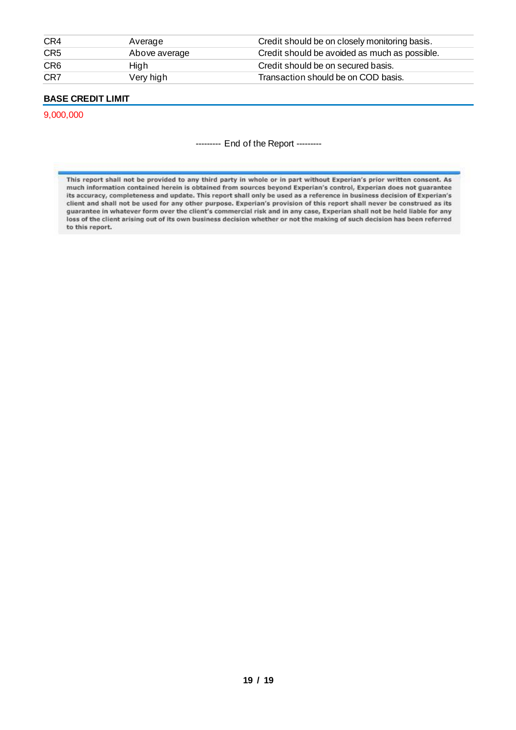| | | |
|---|---|---|
| CR4 | Average | Credit should be on closely monitoring basis. |
| CR5 | Above average | Credit should be avoided as much as possible. |
| CR6 | High | Credit should be on secured basis. |
| CR7 | Very high | Transaction should be on COD basis. |

## BASE CREDIT LIMIT

9,000,000

--------- End of the Report ---------

This report shall not be provided to any third party in whole or in part without Experian's prior written consent. As much information contained herein is obtained from sources beyond Experian's control, Experian does not guarantee its accuracy, completeness and update. This report shall only be used as a reference in business decision of Experian's client and shall not be used for any other purpose. Experian's provision of this report shall never be construed as its guarantee in whatever form over the client's commercial risk and in any case, Experian shall not be held liable for any loss of the client arising out of its own business decision whether or not the making of such decision has been referred to this report.